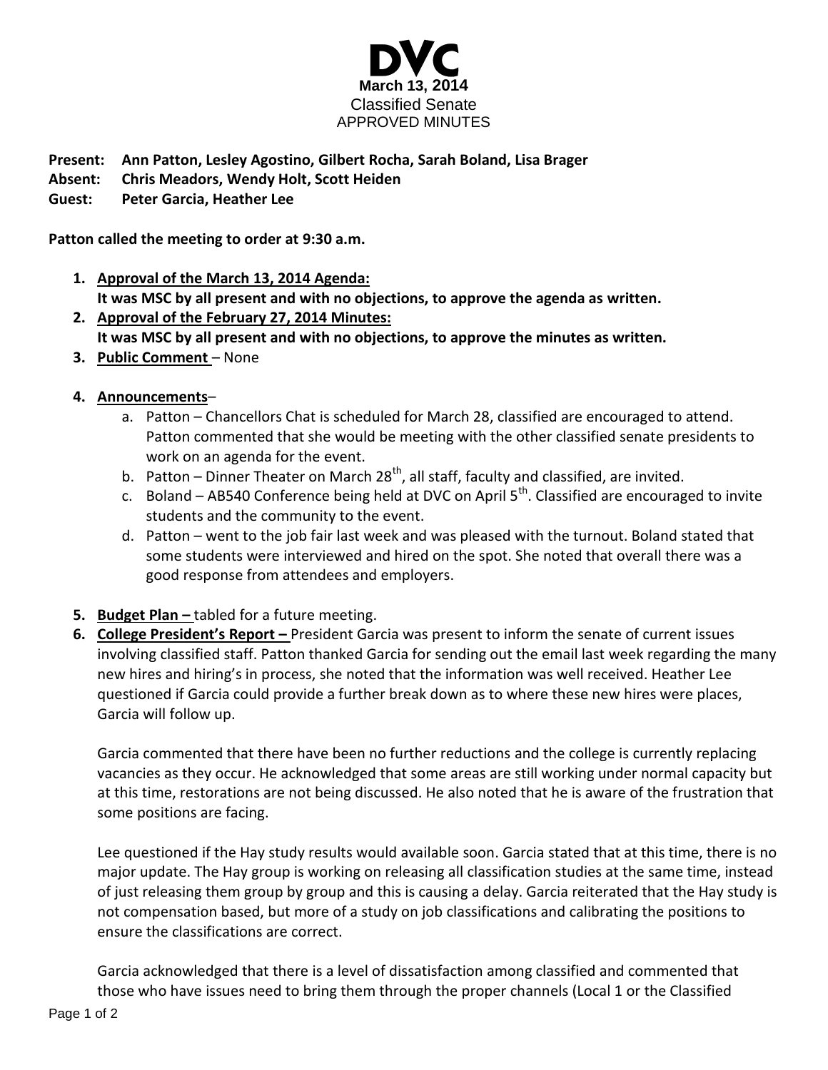# DVC

**March 13, 2014**
Classified Senate
APPROVED MINUTES

**Present:** **Ann Patton, Lesley Agostino, Gilbert Rocha, Sarah Boland, Lisa Brager**
**Absent:** **Chris Meadors, Wendy Holt, Scott Heiden**
**Guest:** **Peter Garcia, Heather Lee**

**Patton called the meeting to order at 9:30 a.m.**

1. **Approval of the March 13, 2014 Agenda:**
   **It was MSC by all present and with no objections, to approve the agenda as written.**
2. **Approval of the February 27, 2014 Minutes:**
   **It was MSC by all present and with no objections, to approve the minutes as written.**
3. **Public Comment** – None
4. **Announcements**–
   a. Patton – Chancellors Chat is scheduled for March 28, classified are encouraged to attend. Patton commented that she would be meeting with the other classified senate presidents to work on an agenda for the event.
   b. Patton – Dinner Theater on March 28th, all staff, faculty and classified, are invited.
   c. Boland – AB540 Conference being held at DVC on April 5th. Classified are encouraged to invite students and the community to the event.
   d. Patton – went to the job fair last week and was pleased with the turnout. Boland stated that some students were interviewed and hired on the spot. She noted that overall there was a good response from attendees and employers.
5. **Budget Plan –** tabled for a future meeting.
6. **College President's Report –** President Garcia was present to inform the senate of current issues involving classified staff. Patton thanked Garcia for sending out the email last week regarding the many new hires and hiring's in process, she noted that the information was well received. Heather Lee questioned if Garcia could provide a further break down as to where these new hires were places, Garcia will follow up.

   Garcia commented that there have been no further reductions and the college is currently replacing vacancies as they occur. He acknowledged that some areas are still working under normal capacity but at this time, restorations are not being discussed. He also noted that he is aware of the frustration that some positions are facing.

   Lee questioned if the Hay study results would available soon. Garcia stated that at this time, there is no major update. The Hay group is working on releasing all classification studies at the same time, instead of just releasing them group by group and this is causing a delay. Garcia reiterated that the Hay study is not compensation based, but more of a study on job classifications and calibrating the positions to ensure the classifications are correct.

   Garcia acknowledged that there is a level of dissatisfaction among classified and commented that those who have issues need to bring them through the proper channels (Local 1 or the Classified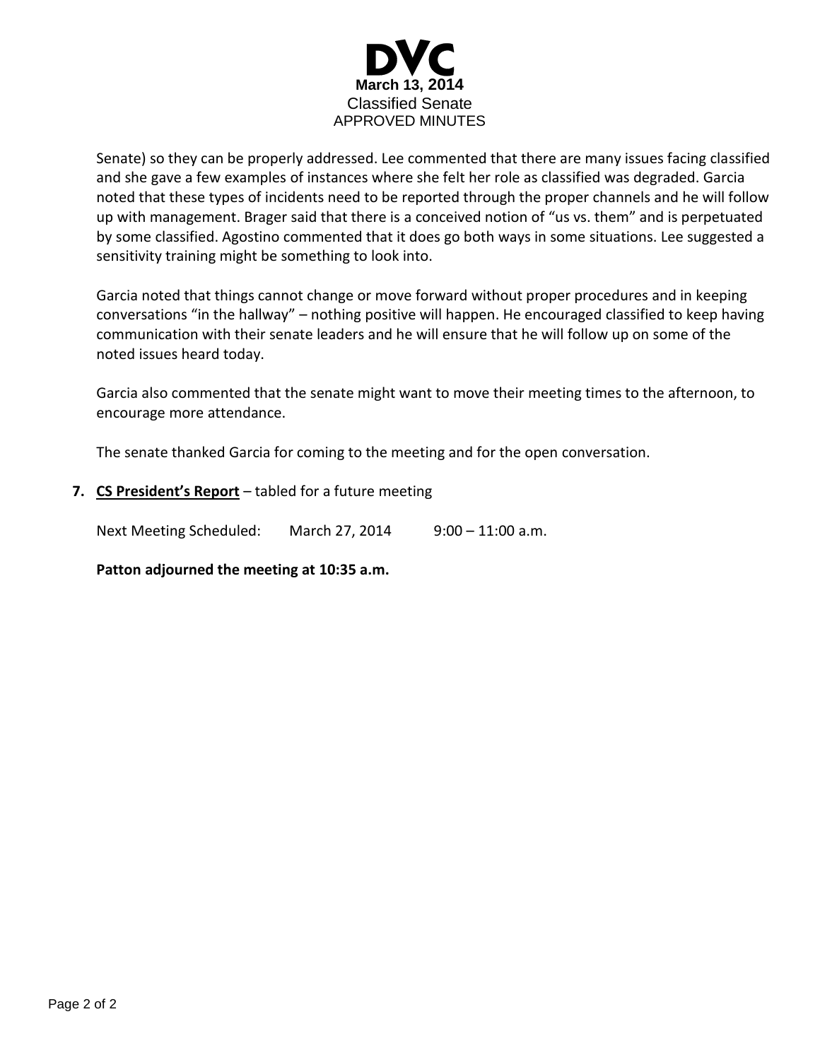Senate) so they can be properly addressed. Lee commented that there are many issues facing classified and she gave a few examples of instances where she felt her role as classified was degraded. Garcia noted that these types of incidents need to be reported through the proper channels and he will follow up with management. Brager said that there is a conceived notion of “us vs. them” and is perpetuated by some classified. Agostino commented that it does go both ways in some situations. Lee suggested a sensitivity training might be something to look into.

Garcia noted that things cannot change or move forward without proper procedures and in keeping conversations “in the hallway” – nothing positive will happen. He encouraged classified to keep having communication with their senate leaders and he will ensure that he will follow up on some of the noted issues heard today.

Garcia also commented that the senate might want to move their meeting times to the afternoon, to encourage more attendance.

The senate thanked Garcia for coming to the meeting and for the open conversation.

7. **CS President’s Report** – tabled for a future meeting

Next Meeting Scheduled: March 27, 2014 9:00 – 11:00 a.m.

**Patton adjourned the meeting at 10:35 a.m.**